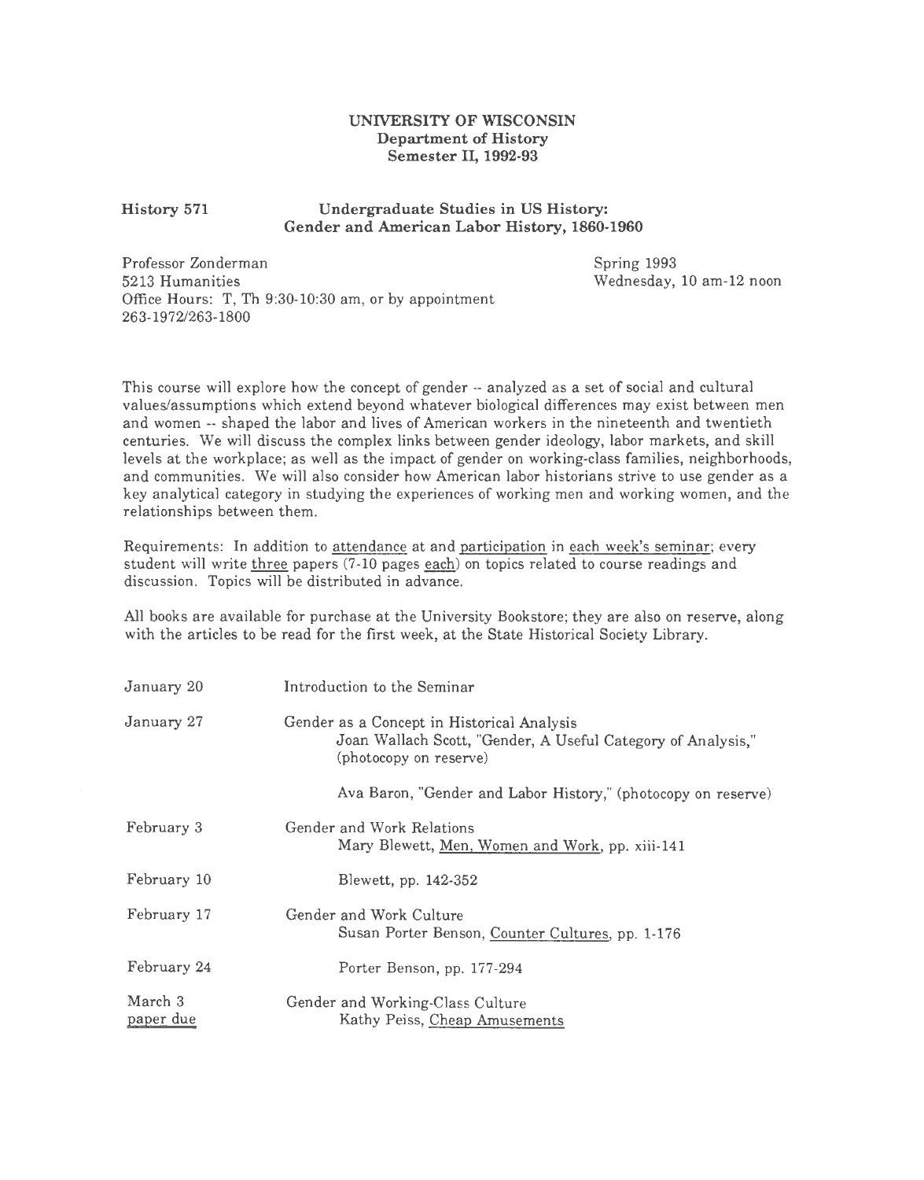**UNIVERSITY OF WISCONSIN**
**Department of History**
**Semester II, 1992-93**

**History 571** — **Undergraduate Studies in US History: Gender and American Labor History, 1860-1960**

Professor Zonderman
5213 Humanities
Office Hours: T, Th 9:30-10:30 am, or by appointment
263-1972/263-1800

Spring 1993
Wednesday, 10 am-12 noon

This course will explore how the concept of gender -- analyzed as a set of social and cultural values/assumptions which extend beyond whatever biological differences may exist between men and women -- shaped the labor and lives of American workers in the nineteenth and twentieth centuries. We will discuss the complex links between gender ideology, labor markets, and skill levels at the workplace; as well as the impact of gender on working-class families, neighborhoods, and communities. We will also consider how American labor historians strive to use gender as a key analytical category in studying the experiences of working men and working women, and the relationships between them.

Requirements: In addition to attendance at and participation in each week's seminar; every student will write three papers (7-10 pages each) on topics related to course readings and discussion. Topics will be distributed in advance.

All books are available for purchase at the University Bookstore; they are also on reserve, along with the articles to be read for the first week, at the State Historical Society Library.

| | |
|---|---|
| January 20 | Introduction to the Seminar |
| January 27 | Gender as a Concept in Historical Analysis<br>Joan Wallach Scott, "Gender, A Useful Category of Analysis," (photocopy on reserve)<br><br>Ava Baron, "Gender and Labor History," (photocopy on reserve) |
| February 3 | Gender and Work Relations<br>Mary Blewett, Men, Women and Work, pp. xiii-141 |
| February 10 | Blewett, pp. 142-352 |
| February 17 | Gender and Work Culture<br>Susan Porter Benson, Counter Cultures, pp. 1-176 |
| February 24 | Porter Benson, pp. 177-294 |
| March 3<br>paper due | Gender and Working-Class Culture<br>Kathy Peiss, Cheap Amusements |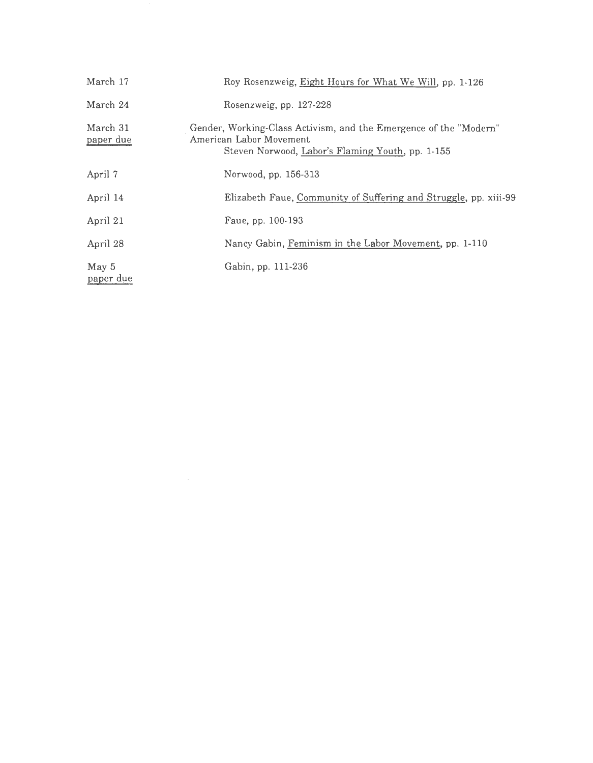| | |
|---|---|
| March 17 | Roy Rosenzweig, Eight Hours for What We Will, pp. 1-126 |
| March 24 | Rosenzweig, pp. 127-228 |
| March 31 paper due | Gender, Working-Class Activism, and the Emergence of the "Modern" American Labor Movement<br>Steven Norwood, Labor's Flaming Youth, pp. 1-155 |
| April 7 | Norwood, pp. 156-313 |
| April 14 | Elizabeth Faue, Community of Suffering and Struggle, pp. xiii-99 |
| April 21 | Faue, pp. 100-193 |
| April 28 | Nancy Gabin, Feminism in the Labor Movement, pp. 1-110 |
| May 5 paper due | Gabin, pp. 111-236 |